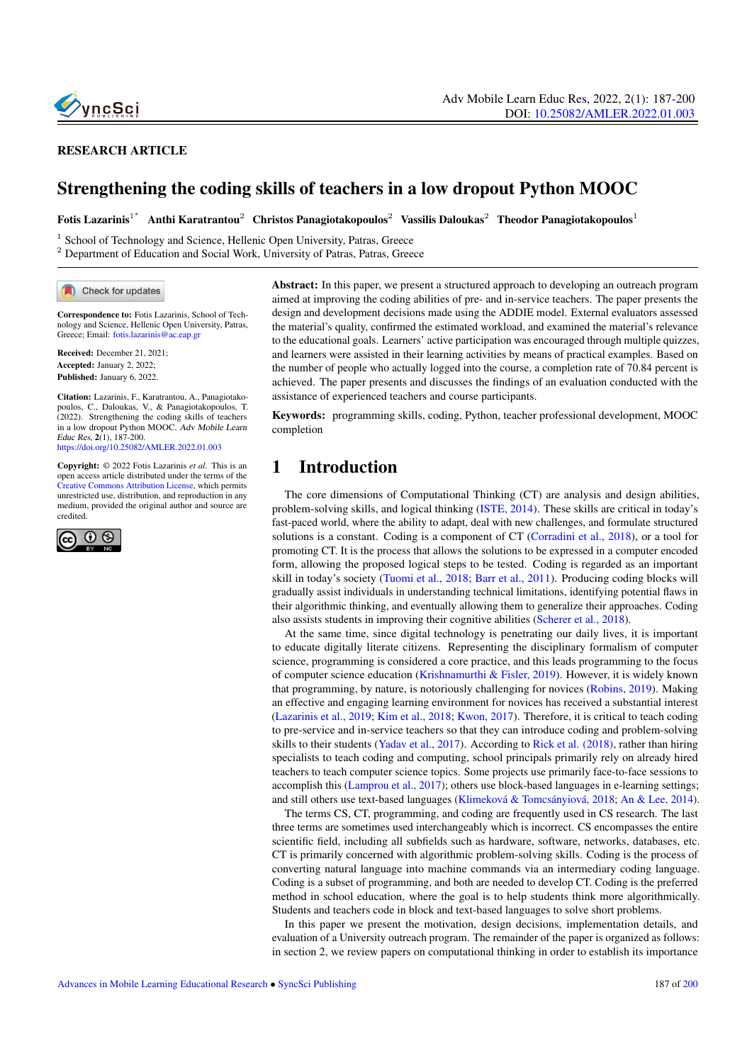RESEARCH ARTICLE

# Strengthening the coding skills of teachers in a low dropout Python MOOC

**Fotis Lazarinis**[1*] **Anthi Karatrantou**[2] **Christos Panagiotakopoulos**[2] **Vassilis Daloukas**[2] **Theodor Panagiotakopoulos**[1]

[1] School of Technology and Science, Hellenic Open University, Patras, Greece
[2] Department of Education and Social Work, University of Patras, Patras, Greece

**Correspondence to:** Fotis Lazarinis, School of Technology and Science, Hellenic Open University, Patras, Greece; Email: fotis.lazarinis@ac.eap.gr

**Received:** December 21, 2021;
**Accepted:** January 2, 2022;
**Published:** January 6, 2022.

**Citation:** Lazarinis, F., Karatrantou, A., Panagiotakopoulos, C., Daloukas, V., & Panagiotakopoulos, T. (2022). Strengthening the coding skills of teachers in a low dropout Python MOOC. *Adv Mobile Learn Educ Res*, **2**(1), 187-200. https://doi.org/10.25082/AMLER.2022.01.003

**Copyright:** © 2022 Fotis Lazarinis *et al*. This is an open access article distributed under the terms of the Creative Commons Attribution License, which permits unrestricted use, distribution, and reproduction in any medium, provided the original author and source are credited.

**Abstract:** In this paper, we present a structured approach to developing an outreach program aimed at improving the coding abilities of pre- and in-service teachers. The paper presents the design and development decisions made using the ADDIE model. External evaluators assessed the material's quality, confirmed the estimated workload, and examined the material's relevance to the educational goals. Learners' active participation was encouraged through multiple quizzes, and learners were assisted in their learning activities by means of practical examples. Based on the number of people who actually logged into the course, a completion rate of 70.84 percent is achieved. The paper presents and discusses the findings of an evaluation conducted with the assistance of experienced teachers and course participants.

**Keywords:** programming skills, coding, Python, teacher professional development, MOOC completion

## 1 Introduction

The core dimensions of Computational Thinking (CT) are analysis and design abilities, problem-solving skills, and logical thinking (ISTE, 2014). These skills are critical in today's fast-paced world, where the ability to adapt, deal with new challenges, and formulate structured solutions is a constant. Coding is a component of CT (Corradini et al., 2018), or a tool for promoting CT. It is the process that allows the solutions to be expressed in a computer encoded form, allowing the proposed logical steps to be tested. Coding is regarded as an important skill in today's society (Tuomi et al., 2018; Barr et al., 2011). Producing coding blocks will gradually assist individuals in understanding technical limitations, identifying potential flaws in their algorithmic thinking, and eventually allowing them to generalize their approaches. Coding also assists students in improving their cognitive abilities (Scherer et al., 2018).

At the same time, since digital technology is penetrating our daily lives, it is important to educate digitally literate citizens. Representing the disciplinary formalism of computer science, programming is considered a core practice, and this leads programming to the focus of computer science education (Krishnamurthi & Fisler, 2019). However, it is widely known that programming, by nature, is notoriously challenging for novices (Robins, 2019). Making an effective and engaging learning environment for novices has received a substantial interest (Lazarinis et al., 2019; Kim et al., 2018; Kwon, 2017). Therefore, it is critical to teach coding to pre-service and in-service teachers so that they can introduce coding and problem-solving skills to their students (Yadav et al., 2017). According to Rick et al. (2018), rather than hiring specialists to teach coding and computing, school principals primarily rely on already hired teachers to teach computer science topics. Some projects use primarily face-to-face sessions to accomplish this (Lamprou et al., 2017); others use block-based languages in e-learning settings; and still others use text-based languages (Klimeková & Tomcsányiová, 2018; An & Lee, 2014).

The terms CS, CT, programming, and coding are frequently used in CS research. The last three terms are sometimes used interchangeably which is incorrect. CS encompasses the entire scientific field, including all subfields such as hardware, software, networks, databases, etc. CT is primarily concerned with algorithmic problem-solving skills. Coding is the process of converting natural language into machine commands via an intermediary coding language. Coding is a subset of programming, and both are needed to develop CT. Coding is the preferred method in school education, where the goal is to help students think more algorithmically. Students and teachers code in block and text-based languages to solve short problems.

In this paper we present the motivation, design decisions, implementation details, and evaluation of a University outreach program. The remainder of the paper is organized as follows: in section 2, we review papers on computational thinking in order to establish its importance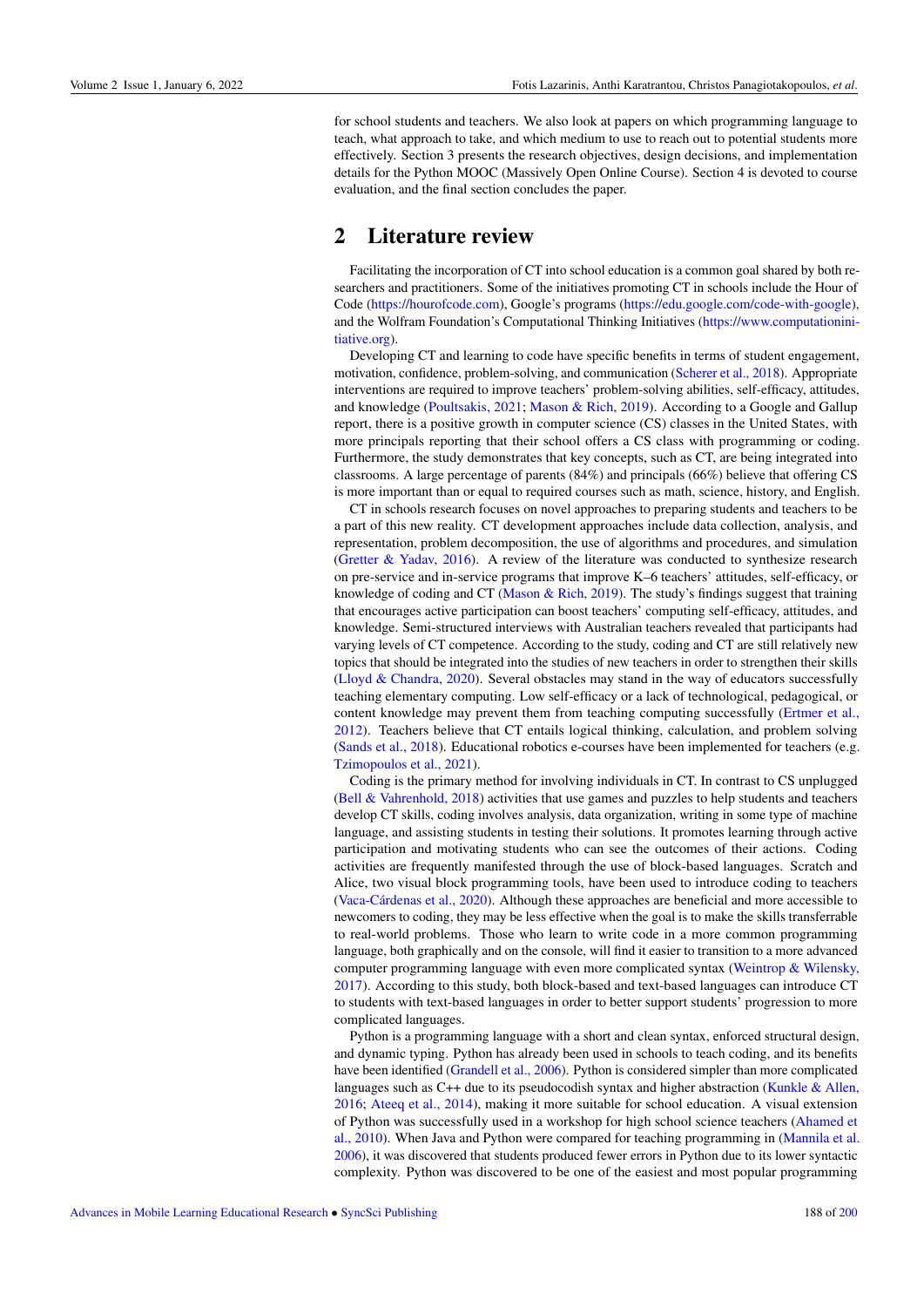for school students and teachers. We also look at papers on which programming language to teach, what approach to take, and which medium to use to reach out to potential students more effectively. Section 3 presents the research objectives, design decisions, and implementation details for the Python MOOC (Massively Open Online Course). Section 4 is devoted to course evaluation, and the final section concludes the paper.

## 2 Literature review

Facilitating the incorporation of CT into school education is a common goal shared by both researchers and practitioners. Some of the initiatives promoting CT in schools include the Hour of Code (https://hourofcode.com), Google's programs (https://edu.google.com/code-with-google), and the Wolfram Foundation's Computational Thinking Initiatives (https://www.computationinitiative.org).

Developing CT and learning to code have specific benefits in terms of student engagement, motivation, confidence, problem-solving, and communication (Scherer et al., 2018). Appropriate interventions are required to improve teachers' problem-solving abilities, self-efficacy, attitudes, and knowledge (Poultsakis, 2021; Mason & Rich, 2019). According to a Google and Gallup report, there is a positive growth in computer science (CS) classes in the United States, with more principals reporting that their school offers a CS class with programming or coding. Furthermore, the study demonstrates that key concepts, such as CT, are being integrated into classrooms. A large percentage of parents (84%) and principals (66%) believe that offering CS is more important than or equal to required courses such as math, science, history, and English.

CT in schools research focuses on novel approaches to preparing students and teachers to be a part of this new reality. CT development approaches include data collection, analysis, and representation, problem decomposition, the use of algorithms and procedures, and simulation (Gretter & Yadav, 2016). A review of the literature was conducted to synthesize research on pre-service and in-service programs that improve K–6 teachers' attitudes, self-efficacy, or knowledge of coding and CT (Mason & Rich, 2019). The study's findings suggest that training that encourages active participation can boost teachers' computing self-efficacy, attitudes, and knowledge. Semi-structured interviews with Australian teachers revealed that participants had varying levels of CT competence. According to the study, coding and CT are still relatively new topics that should be integrated into the studies of new teachers in order to strengthen their skills (Lloyd & Chandra, 2020). Several obstacles may stand in the way of educators successfully teaching elementary computing. Low self-efficacy or a lack of technological, pedagogical, or content knowledge may prevent them from teaching computing successfully (Ertmer et al., 2012). Teachers believe that CT entails logical thinking, calculation, and problem solving (Sands et al., 2018). Educational robotics e-courses have been implemented for teachers (e.g. Tzimopoulos et al., 2021).

Coding is the primary method for involving individuals in CT. In contrast to CS unplugged (Bell & Vahrenhold, 2018) activities that use games and puzzles to help students and teachers develop CT skills, coding involves analysis, data organization, writing in some type of machine language, and assisting students in testing their solutions. It promotes learning through active participation and motivating students who can see the outcomes of their actions. Coding activities are frequently manifested through the use of block-based languages. Scratch and Alice, two visual block programming tools, have been used to introduce coding to teachers (Vaca-Cárdenas et al., 2020). Although these approaches are beneficial and more accessible to newcomers to coding, they may be less effective when the goal is to make the skills transferrable to real-world problems. Those who learn to write code in a more common programming language, both graphically and on the console, will find it easier to transition to a more advanced computer programming language with even more complicated syntax (Weintrop & Wilensky, 2017). According to this study, both block-based and text-based languages can introduce CT to students with text-based languages in order to better support students' progression to more complicated languages.

Python is a programming language with a short and clean syntax, enforced structural design, and dynamic typing. Python has already been used in schools to teach coding, and its benefits have been identified (Grandell et al., 2006). Python is considered simpler than more complicated languages such as C++ due to its pseudocodish syntax and higher abstraction (Kunkle & Allen, 2016; Ateeq et al., 2014), making it more suitable for school education. A visual extension of Python was successfully used in a workshop for high school science teachers (Ahamed et al., 2010). When Java and Python were compared for teaching programming in (Mannila et al. 2006), it was discovered that students produced fewer errors in Python due to its lower syntactic complexity. Python was discovered to be one of the easiest and most popular programming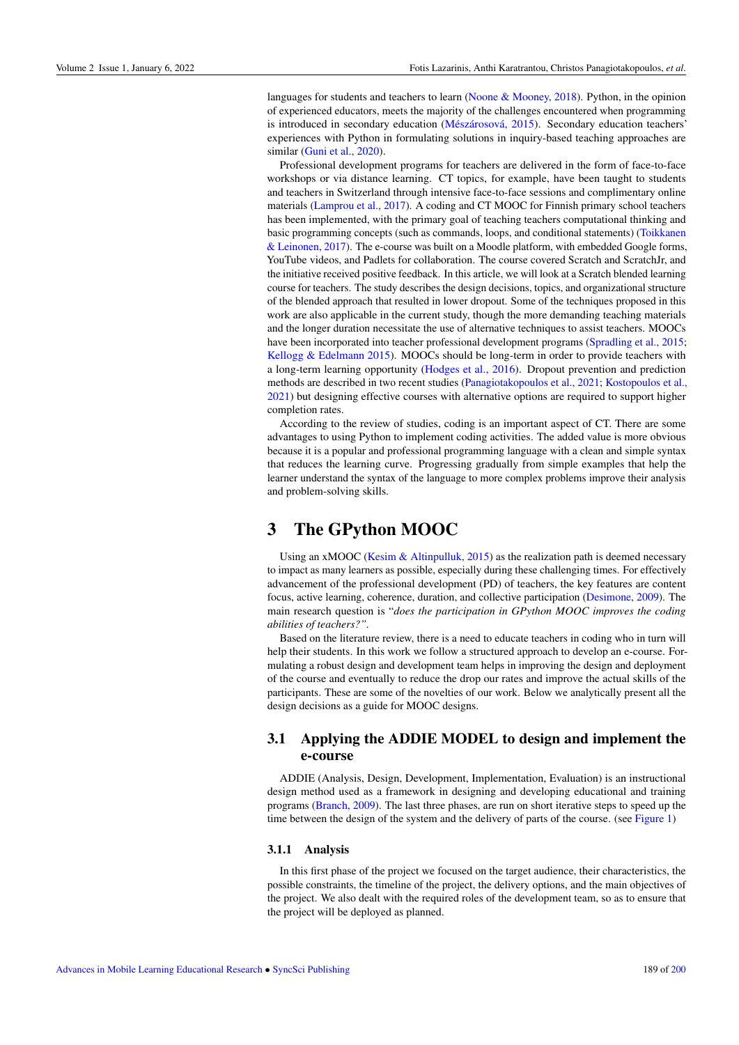languages for students and teachers to learn (Noone & Mooney, 2018). Python, in the opinion of experienced educators, meets the majority of the challenges encountered when programming is introduced in secondary education (Mészárosová, 2015). Secondary education teachers' experiences with Python in formulating solutions in inquiry-based teaching approaches are similar (Guni et al., 2020).

Professional development programs for teachers are delivered in the form of face-to-face workshops or via distance learning. CT topics, for example, have been taught to students and teachers in Switzerland through intensive face-to-face sessions and complimentary online materials (Lamprou et al., 2017). A coding and CT MOOC for Finnish primary school teachers has been implemented, with the primary goal of teaching teachers computational thinking and basic programming concepts (such as commands, loops, and conditional statements) (Toikkanen & Leinonen, 2017). The e-course was built on a Moodle platform, with embedded Google forms, YouTube videos, and Padlets for collaboration. The course covered Scratch and ScratchJr, and the initiative received positive feedback. In this article, we will look at a Scratch blended learning course for teachers. The study describes the design decisions, topics, and organizational structure of the blended approach that resulted in lower dropout. Some of the techniques proposed in this work are also applicable in the current study, though the more demanding teaching materials and the longer duration necessitate the use of alternative techniques to assist teachers. MOOCs have been incorporated into teacher professional development programs (Spradling et al., 2015; Kellogg & Edelmann 2015). MOOCs should be long-term in order to provide teachers with a long-term learning opportunity (Hodges et al., 2016). Dropout prevention and prediction methods are described in two recent studies (Panagiotakopoulos et al., 2021; Kostopoulos et al., 2021) but designing effective courses with alternative options are required to support higher completion rates.

According to the review of studies, coding is an important aspect of CT. There are some advantages to using Python to implement coding activities. The added value is more obvious because it is a popular and professional programming language with a clean and simple syntax that reduces the learning curve. Progressing gradually from simple examples that help the learner understand the syntax of the language to more complex problems improve their analysis and problem-solving skills.

# 3 The GPython MOOC

Using an xMOOC (Kesim & Altinpulluk, 2015) as the realization path is deemed necessary to impact as many learners as possible, especially during these challenging times. For effectively advancement of the professional development (PD) of teachers, the key features are content focus, active learning, coherence, duration, and collective participation (Desimone, 2009). The main research question is "*does the participation in GPython MOOC improves the coding abilities of teachers?*".

Based on the literature review, there is a need to educate teachers in coding who in turn will help their students. In this work we follow a structured approach to develop an e-course. Formulating a robust design and development team helps in improving the design and deployment of the course and eventually to reduce the drop our rates and improve the actual skills of the participants. These are some of the novelties of our work. Below we analytically present all the design decisions as a guide for MOOC designs.

## 3.1 Applying the ADDIE MODEL to design and implement the e-course

ADDIE (Analysis, Design, Development, Implementation, Evaluation) is an instructional design method used as a framework in designing and developing educational and training programs (Branch, 2009). The last three phases, are run on short iterative steps to speed up the time between the design of the system and the delivery of parts of the course. (see Figure 1)

### 3.1.1 Analysis

In this first phase of the project we focused on the target audience, their characteristics, the possible constraints, the timeline of the project, the delivery options, and the main objectives of the project. We also dealt with the required roles of the development team, so as to ensure that the project will be deployed as planned.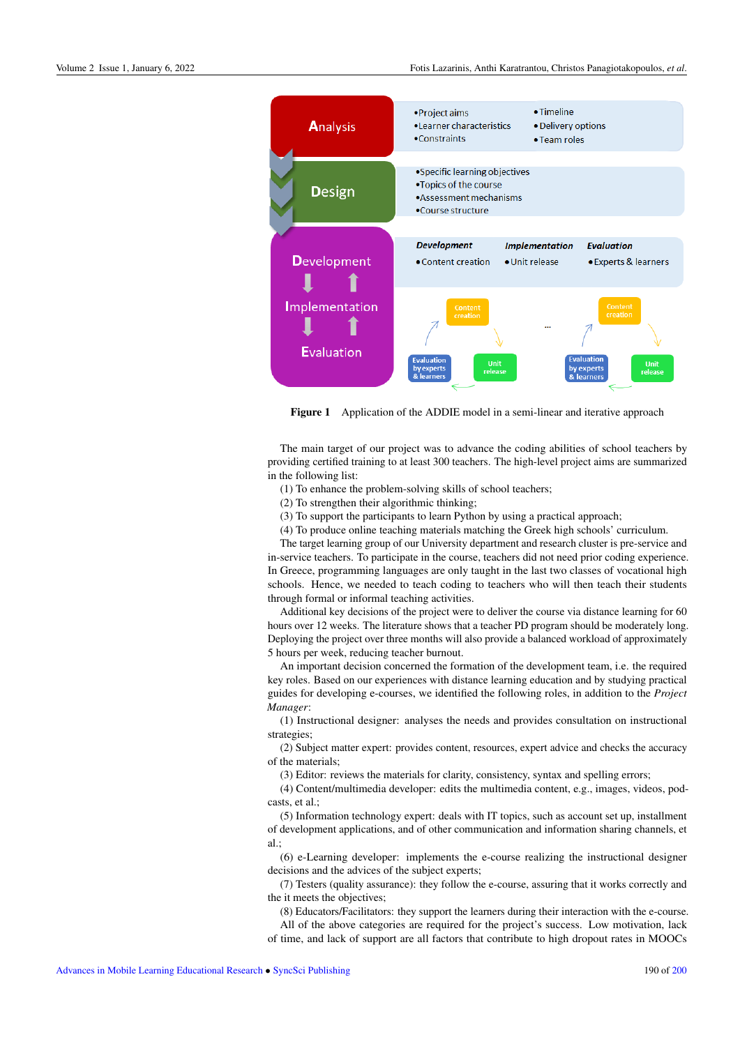Figure 1 Application of the ADDIE model in a semi-linear and iterative approach

The main target of our project was to advance the coding abilities of school teachers by providing certified training to at least 300 teachers. The high-level project aims are summarized in the following list:

(1) To enhance the problem-solving skills of school teachers;

(2) To strengthen their algorithmic thinking;

(3) To support the participants to learn Python by using a practical approach;

(4) To produce online teaching materials matching the Greek high schools' curriculum.

The target learning group of our University department and research cluster is pre-service and in-service teachers. To participate in the course, teachers did not need prior coding experience. In Greece, programming languages are only taught in the last two classes of vocational high schools. Hence, we needed to teach coding to teachers who will then teach their students through formal or informal teaching activities.

Additional key decisions of the project were to deliver the course via distance learning for 60 hours over 12 weeks. The literature shows that a teacher PD program should be moderately long. Deploying the project over three months will also provide a balanced workload of approximately 5 hours per week, reducing teacher burnout.

An important decision concerned the formation of the development team, i.e. the required key roles. Based on our experiences with distance learning education and by studying practical guides for developing e-courses, we identified the following roles, in addition to the *Project Manager*:

(1) Instructional designer: analyses the needs and provides consultation on instructional strategies;

(2) Subject matter expert: provides content, resources, expert advice and checks the accuracy of the materials;

(3) Editor: reviews the materials for clarity, consistency, syntax and spelling errors;

(4) Content/multimedia developer: edits the multimedia content, e.g., images, videos, podcasts, et al.;

(5) Information technology expert: deals with IT topics, such as account set up, installment of development applications, and of other communication and information sharing channels, et al.;

(6) e-Learning developer: implements the e-course realizing the instructional designer decisions and the advices of the subject experts;

(7) Testers (quality assurance): they follow the e-course, assuring that it works correctly and the it meets the objectives;

(8) Educators/Facilitators: they support the learners during their interaction with the e-course.

All of the above categories are required for the project's success. Low motivation, lack of time, and lack of support are all factors that contribute to high dropout rates in MOOCs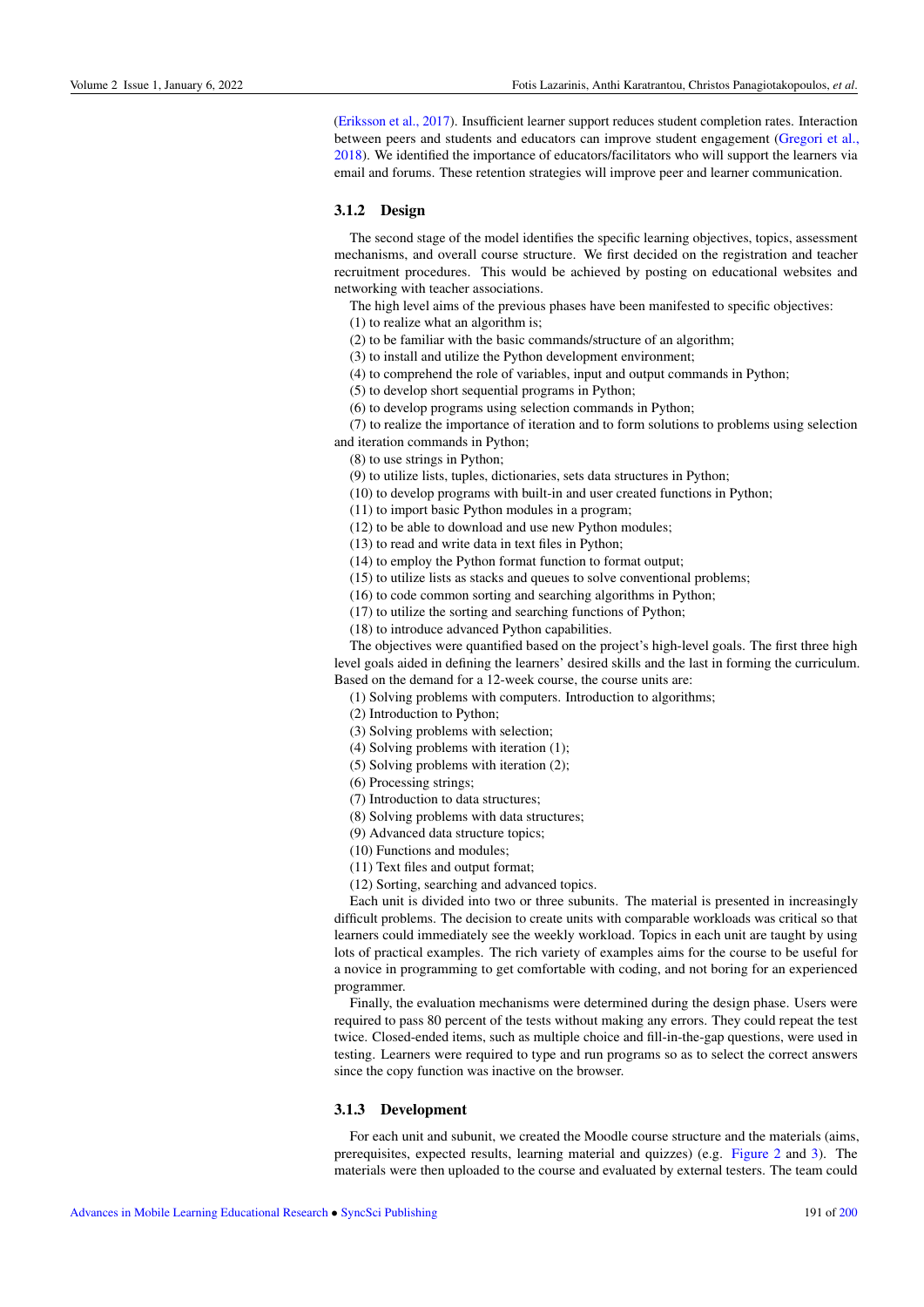(Eriksson et al., 2017). Insufficient learner support reduces student completion rates. Interaction between peers and students and educators can improve student engagement (Gregori et al., 2018). We identified the importance of educators/facilitators who will support the learners via email and forums. These retention strategies will improve peer and learner communication.

### 3.1.2 Design

The second stage of the model identifies the specific learning objectives, topics, assessment mechanisms, and overall course structure. We first decided on the registration and teacher recruitment procedures. This would be achieved by posting on educational websites and networking with teacher associations.

The high level aims of the previous phases have been manifested to specific objectives:

(1) to realize what an algorithm is;
(2) to be familiar with the basic commands/structure of an algorithm;
(3) to install and utilize the Python development environment;
(4) to comprehend the role of variables, input and output commands in Python;
(5) to develop short sequential programs in Python;
(6) to develop programs using selection commands in Python;
(7) to realize the importance of iteration and to form solutions to problems using selection and iteration commands in Python;
(8) to use strings in Python;
(9) to utilize lists, tuples, dictionaries, sets data structures in Python;
(10) to develop programs with built-in and user created functions in Python;
(11) to import basic Python modules in a program;
(12) to be able to download and use new Python modules;
(13) to read and write data in text files in Python;
(14) to employ the Python format function to format output;
(15) to utilize lists as stacks and queues to solve conventional problems;
(16) to code common sorting and searching algorithms in Python;
(17) to utilize the sorting and searching functions of Python;
(18) to introduce advanced Python capabilities.

The objectives were quantified based on the project's high-level goals. The first three high level goals aided in defining the learners' desired skills and the last in forming the curriculum. Based on the demand for a 12-week course, the course units are:

(1) Solving problems with computers. Introduction to algorithms;
(2) Introduction to Python;
(3) Solving problems with selection;
(4) Solving problems with iteration (1);
(5) Solving problems with iteration (2);
(6) Processing strings;
(7) Introduction to data structures;
(8) Solving problems with data structures;
(9) Advanced data structure topics;
(10) Functions and modules;
(11) Text files and output format;
(12) Sorting, searching and advanced topics.

Each unit is divided into two or three subunits. The material is presented in increasingly difficult problems. The decision to create units with comparable workloads was critical so that learners could immediately see the weekly workload. Topics in each unit are taught by using lots of practical examples. The rich variety of examples aims for the course to be useful for a novice in programming to get comfortable with coding, and not boring for an experienced programmer.

Finally, the evaluation mechanisms were determined during the design phase. Users were required to pass 80 percent of the tests without making any errors. They could repeat the test twice. Closed-ended items, such as multiple choice and fill-in-the-gap questions, were used in testing. Learners were required to type and run programs so as to select the correct answers since the copy function was inactive on the browser.

### 3.1.3 Development

For each unit and subunit, we created the Moodle course structure and the materials (aims, prerequisites, expected results, learning material and quizzes) (e.g. Figure 2 and 3). The materials were then uploaded to the course and evaluated by external testers. The team could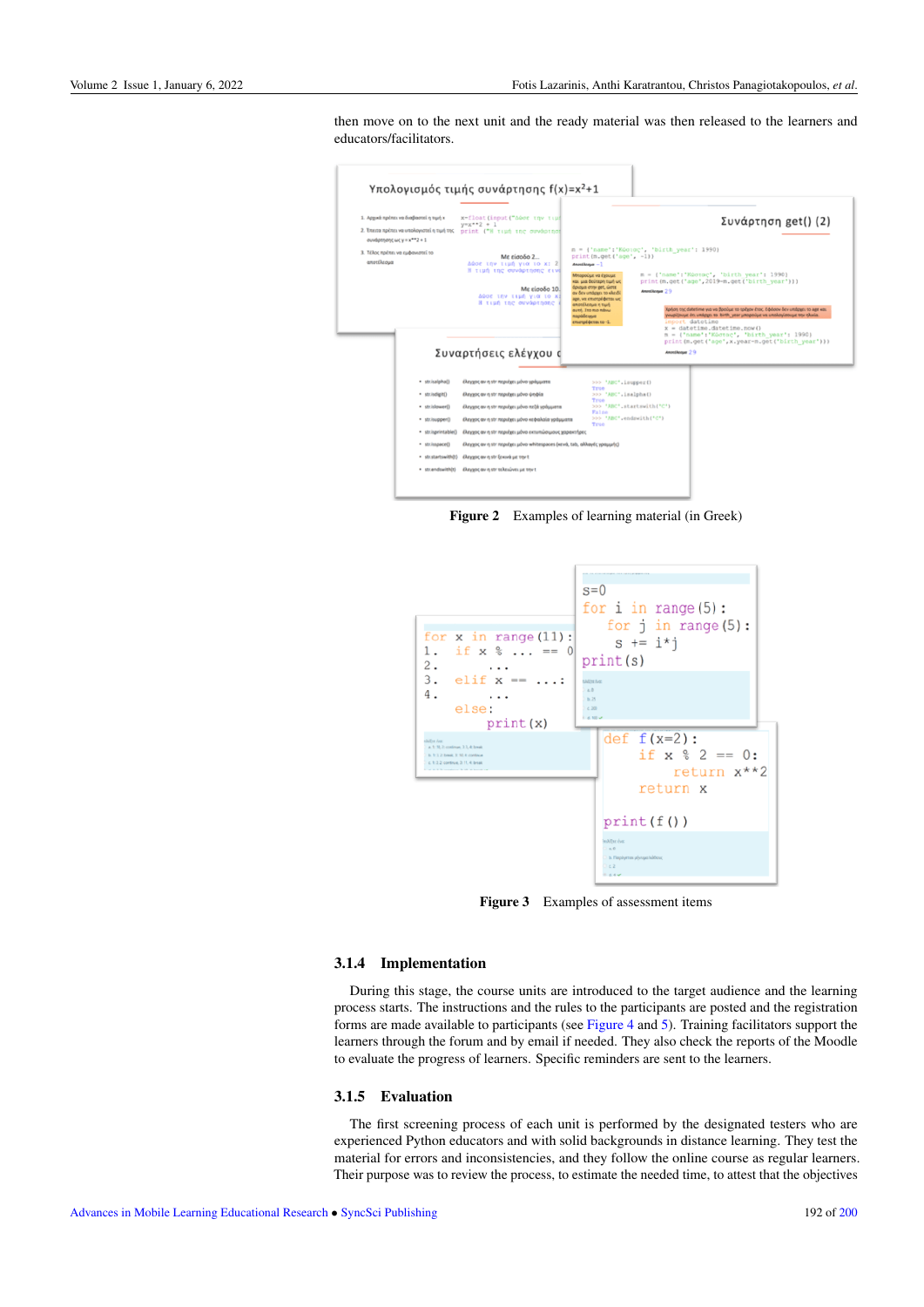then move on to the next unit and the ready material was then released to the learners and educators/facilitators.

Figure 2 Examples of learning material (in Greek)

Figure 3 Examples of assessment items

### 3.1.4 Implementation

During this stage, the course units are introduced to the target audience and the learning process starts. The instructions and the rules to the participants are posted and the registration forms are made available to participants (see Figure 4 and 5). Training facilitators support the learners through the forum and by email if needed. They also check the reports of the Moodle to evaluate the progress of learners. Specific reminders are sent to the learners.

### 3.1.5 Evaluation

The first screening process of each unit is performed by the designated testers who are experienced Python educators and with solid backgrounds in distance learning. They test the material for errors and inconsistencies, and they follow the online course as regular learners. Their purpose was to review the process, to estimate the needed time, to attest that the objectives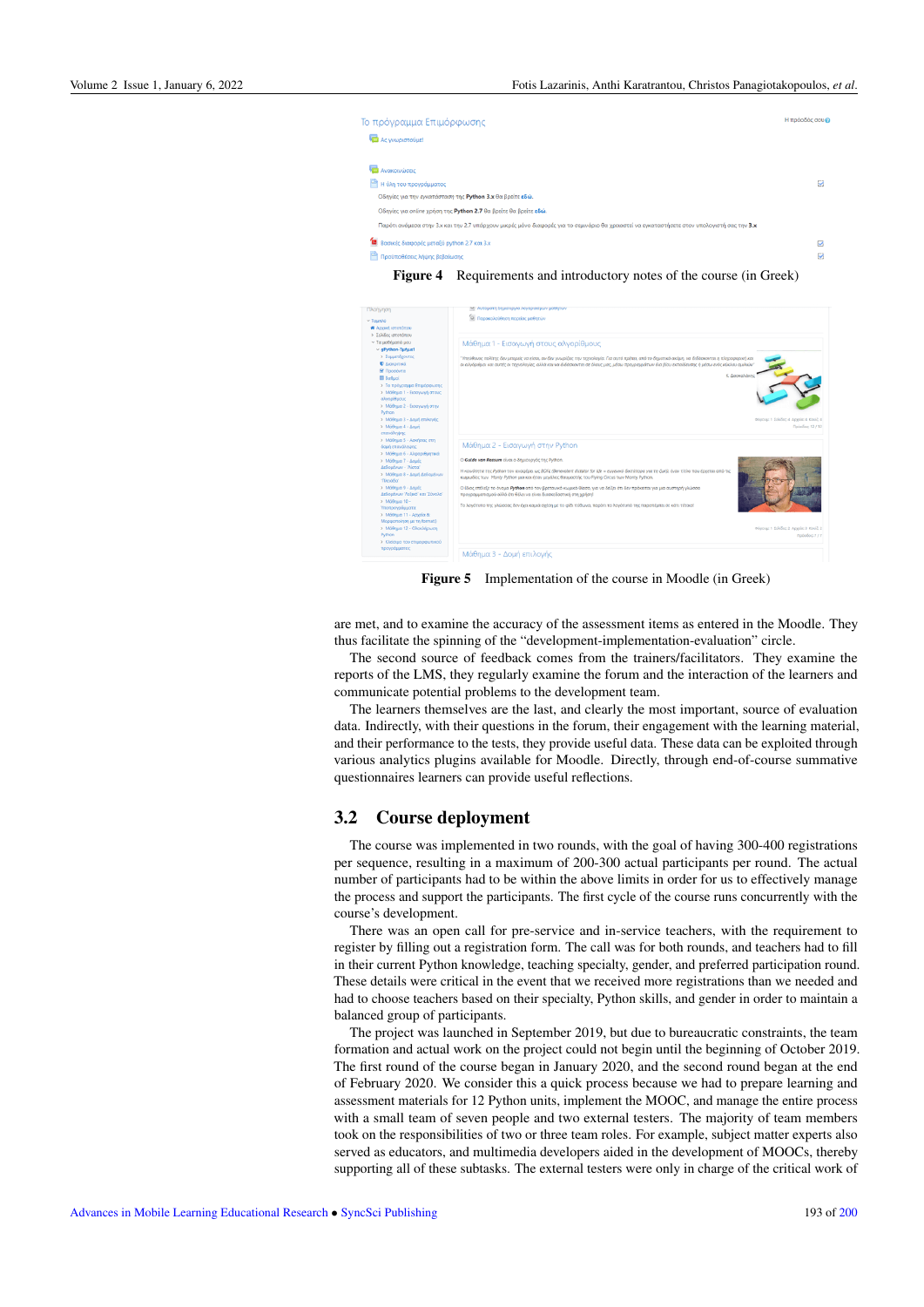Figure 4 Requirements and introductory notes of the course (in Greek)

Figure 5 Implementation of the course in Moodle (in Greek)

are met, and to examine the accuracy of the assessment items as entered in the Moodle. They thus facilitate the spinning of the "development-implementation-evaluation" circle.

The second source of feedback comes from the trainers/facilitators. They examine the reports of the LMS, they regularly examine the forum and the interaction of the learners and communicate potential problems to the development team.

The learners themselves are the last, and clearly the most important, source of evaluation data. Indirectly, with their questions in the forum, their engagement with the learning material, and their performance to the tests, they provide useful data. These data can be exploited through various analytics plugins available for Moodle. Directly, through end-of-course summative questionnaires learners can provide useful reflections.

## 3.2 Course deployment

The course was implemented in two rounds, with the goal of having 300-400 registrations per sequence, resulting in a maximum of 200-300 actual participants per round. The actual number of participants had to be within the above limits in order for us to effectively manage the process and support the participants. The first cycle of the course runs concurrently with the course's development.

There was an open call for pre-service and in-service teachers, with the requirement to register by filling out a registration form. The call was for both rounds, and teachers had to fill in their current Python knowledge, teaching specialty, gender, and preferred participation round. These details were critical in the event that we received more registrations than we needed and had to choose teachers based on their specialty, Python skills, and gender in order to maintain a balanced group of participants.

The project was launched in September 2019, but due to bureaucratic constraints, the team formation and actual work on the project could not begin until the beginning of October 2019. The first round of the course began in January 2020, and the second round began at the end of February 2020. We consider this a quick process because we had to prepare learning and assessment materials for 12 Python units, implement the MOOC, and manage the entire process with a small team of seven people and two external testers. The majority of team members took on the responsibilities of two or three team roles. For example, subject matter experts also served as educators, and multimedia developers aided in the development of MOOCs, thereby supporting all of these subtasks. The external testers were only in charge of the critical work of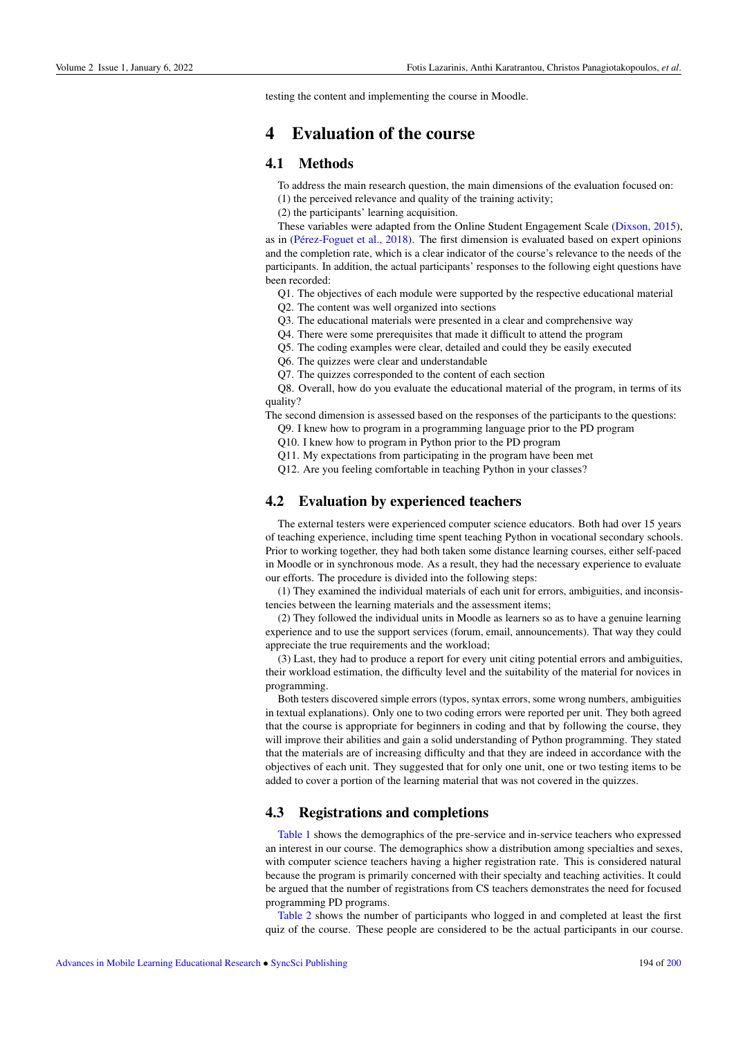testing the content and implementing the course in Moodle.

# 4 Evaluation of the course

## 4.1 Methods

To address the main research question, the main dimensions of the evaluation focused on:
(1) the perceived relevance and quality of the training activity;
(2) the participants' learning acquisition.

These variables were adapted from the Online Student Engagement Scale (Dixson, 2015), as in (Pérez-Foguet et al., 2018). The first dimension is evaluated based on expert opinions and the completion rate, which is a clear indicator of the course's relevance to the needs of the participants. In addition, the actual participants' responses to the following eight questions have been recorded:

Q1. The objectives of each module were supported by the respective educational material
Q2. The content was well organized into sections
Q3. The educational materials were presented in a clear and comprehensive way
Q4. There were some prerequisites that made it difficult to attend the program
Q5. The coding examples were clear, detailed and could they be easily executed
Q6. The quizzes were clear and understandable
Q7. The quizzes corresponded to the content of each section
Q8. Overall, how do you evaluate the educational material of the program, in terms of its quality?

The second dimension is assessed based on the responses of the participants to the questions:

Q9. I knew how to program in a programming language prior to the PD program
Q10. I knew how to program in Python prior to the PD program
Q11. My expectations from participating in the program have been met
Q12. Are you feeling comfortable in teaching Python in your classes?

## 4.2 Evaluation by experienced teachers

The external testers were experienced computer science educators. Both had over 15 years of teaching experience, including time spent teaching Python in vocational secondary schools. Prior to working together, they had both taken some distance learning courses, either self-paced in Moodle or in synchronous mode. As a result, they had the necessary experience to evaluate our efforts. The procedure is divided into the following steps:

(1) They examined the individual materials of each unit for errors, ambiguities, and inconsistencies between the learning materials and the assessment items;

(2) They followed the individual units in Moodle as learners so as to have a genuine learning experience and to use the support services (forum, email, announcements). That way they could appreciate the true requirements and the workload;

(3) Last, they had to produce a report for every unit citing potential errors and ambiguities, their workload estimation, the difficulty level and the suitability of the material for novices in programming.

Both testers discovered simple errors (typos, syntax errors, some wrong numbers, ambiguities in textual explanations). Only one to two coding errors were reported per unit. They both agreed that the course is appropriate for beginners in coding and that by following the course, they will improve their abilities and gain a solid understanding of Python programming. They stated that the materials are of increasing difficulty and that they are indeed in accordance with the objectives of each unit. They suggested that for only one unit, one or two testing items to be added to cover a portion of the learning material that was not covered in the quizzes.

## 4.3 Registrations and completions

Table 1 shows the demographics of the pre-service and in-service teachers who expressed an interest in our course. The demographics show a distribution among specialties and sexes, with computer science teachers having a higher registration rate. This is considered natural because the program is primarily concerned with their specialty and teaching activities. It could be argued that the number of registrations from CS teachers demonstrates the need for focused programming PD programs.

Table 2 shows the number of participants who logged in and completed at least the first quiz of the course. These people are considered to be the actual participants in our course.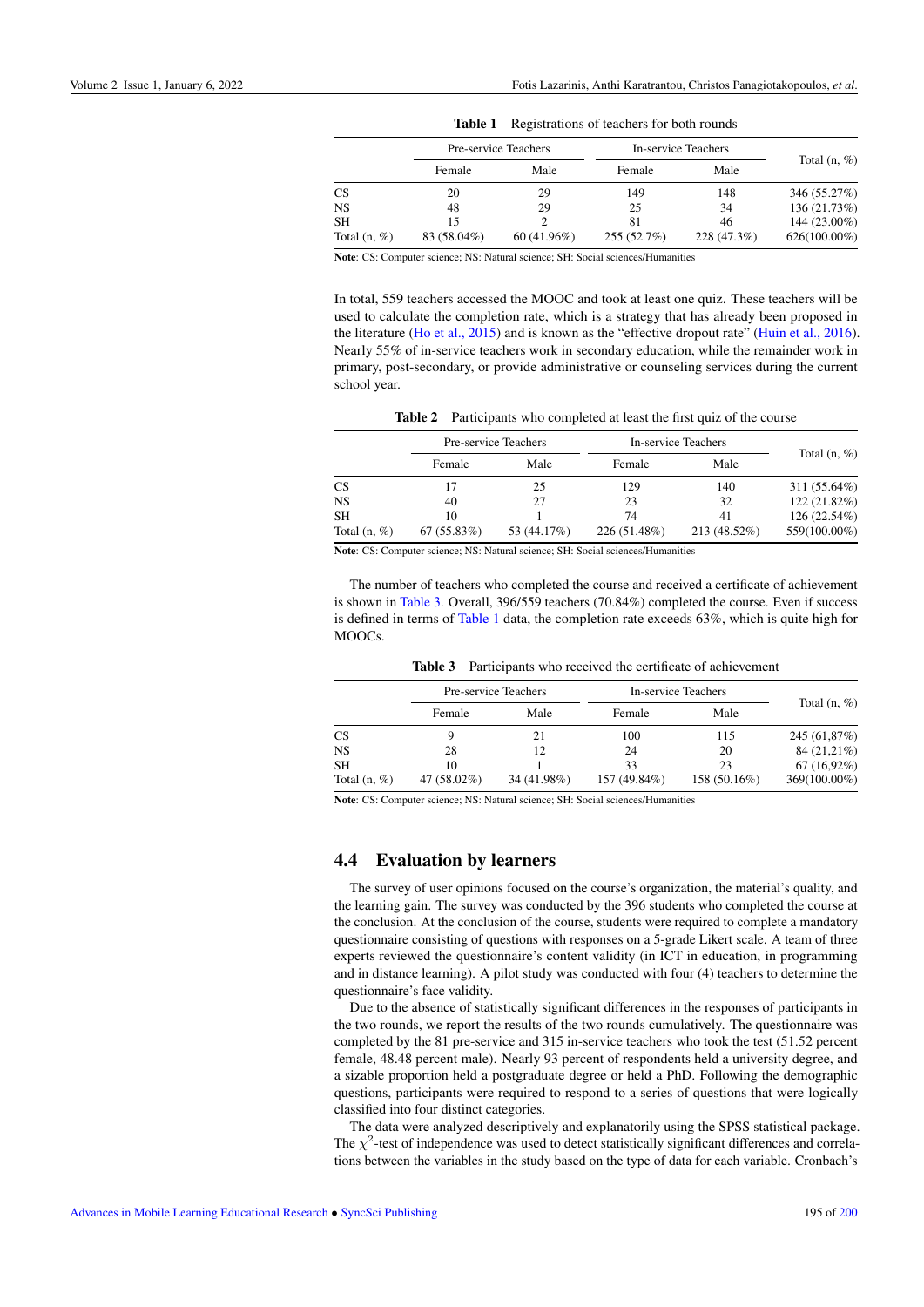**Table 1** Registrations of teachers for both rounds

| | Pre-service Teachers | | In-service Teachers | | Total (n, %) |
|---|---|---|---|---|---|
| | Female | Male | Female | Male | |
| CS | 20 | 29 | 149 | 148 | 346 (55.27%) |
| NS | 48 | 29 | 25 | 34 | 136 (21.73%) |
| SH | 15 | 2 | 81 | 46 | 144 (23.00%) |
| Total (n, %) | 83 (58.04%) | 60 (41.96%) | 255 (52.7%) | 228 (47.3%) | 626(100.00%) |

**Note**: CS: Computer science; NS: Natural science; SH: Social sciences/Humanities

In total, 559 teachers accessed the MOOC and took at least one quiz. These teachers will be used to calculate the completion rate, which is a strategy that has already been proposed in the literature (Ho et al., 2015) and is known as the "effective dropout rate" (Huin et al., 2016). Nearly 55% of in-service teachers work in secondary education, while the remainder work in primary, post-secondary, or provide administrative or counseling services during the current school year.

**Table 2** Participants who completed at least the first quiz of the course

| | Pre-service Teachers | | In-service Teachers | | Total (n, %) |
|---|---|---|---|---|---|
| | Female | Male | Female | Male | |
| CS | 17 | 25 | 129 | 140 | 311 (55.64%) |
| NS | 40 | 27 | 23 | 32 | 122 (21.82%) |
| SH | 10 | 1 | 74 | 41 | 126 (22.54%) |
| Total (n, %) | 67 (55.83%) | 53 (44.17%) | 226 (51.48%) | 213 (48.52%) | 559(100.00%) |

**Note**: CS: Computer science; NS: Natural science; SH: Social sciences/Humanities

The number of teachers who completed the course and received a certificate of achievement is shown in Table 3. Overall, 396/559 teachers (70.84%) completed the course. Even if success is defined in terms of Table 1 data, the completion rate exceeds 63%, which is quite high for MOOCs.

**Table 3** Participants who received the certificate of achievement

| | Pre-service Teachers | | In-service Teachers | | Total (n, %) |
|---|---|---|---|---|---|
| | Female | Male | Female | Male | |
| CS | 9 | 21 | 100 | 115 | 245 (61,87%) |
| NS | 28 | 12 | 24 | 20 | 84 (21,21%) |
| SH | 10 | 1 | 33 | 23 | 67 (16,92%) |
| Total (n, %) | 47 (58.02%) | 34 (41.98%) | 157 (49.84%) | 158 (50.16%) | 369(100.00%) |

**Note**: CS: Computer science; NS: Natural science; SH: Social sciences/Humanities

## 4.4 Evaluation by learners

The survey of user opinions focused on the course's organization, the material's quality, and the learning gain. The survey was conducted by the 396 students who completed the course at the conclusion. At the conclusion of the course, students were required to complete a mandatory questionnaire consisting of questions with responses on a 5-grade Likert scale. A team of three experts reviewed the questionnaire's content validity (in ICT in education, in programming and in distance learning). A pilot study was conducted with four (4) teachers to determine the questionnaire's face validity.

Due to the absence of statistically significant differences in the responses of participants in the two rounds, we report the results of the two rounds cumulatively. The questionnaire was completed by the 81 pre-service and 315 in-service teachers who took the test (51.52 percent female, 48.48 percent male). Nearly 93 percent of respondents held a university degree, and a sizable proportion held a postgraduate degree or held a PhD. Following the demographic questions, participants were required to respond to a series of questions that were logically classified into four distinct categories.

The data were analyzed descriptively and explanatorily using the SPSS statistical package. The $\chi^2$-test of independence was used to detect statistically significant differences and correlations between the variables in the study based on the type of data for each variable. Cronbach's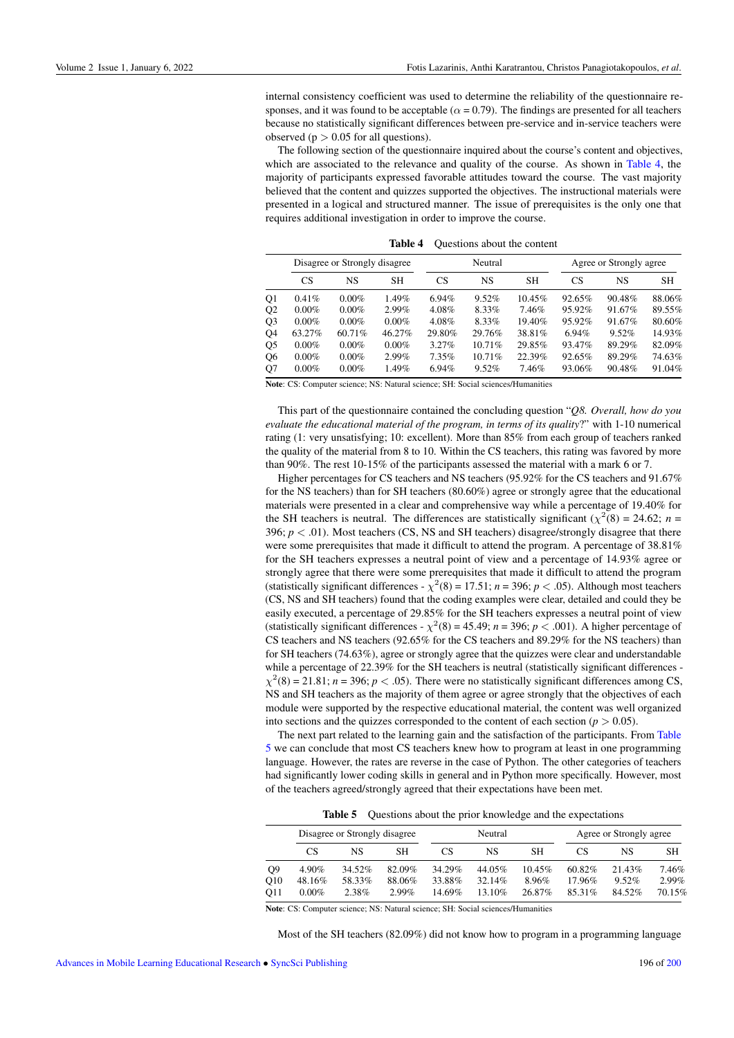internal consistency coefficient was used to determine the reliability of the questionnaire responses, and it was found to be acceptable ($\alpha = 0.79$). The findings are presented for all teachers because no statistically significant differences between pre-service and in-service teachers were observed ($p > 0.05$ for all questions).

The following section of the questionnaire inquired about the course's content and objectives, which are associated to the relevance and quality of the course. As shown in Table 4, the majority of participants expressed favorable attitudes toward the course. The vast majority believed that the content and quizzes supported the objectives. The instructional materials were presented in a logical and structured manner. The issue of prerequisites is the only one that requires additional investigation in order to improve the course.

**Table 4** Questions about the content

| | Disagree or Strongly disagree | | | Neutral | | | Agree or Strongly agree | | |
|---|---|---|---|---|---|---|---|---|---|
| | CS | NS | SH | CS | NS | SH | CS | NS | SH |
| Q1 | 0.41% | 0.00% | 1.49% | 6.94% | 9.52% | 10.45% | 92.65% | 90.48% | 88.06% |
| Q2 | 0.00% | 0.00% | 2.99% | 4.08% | 8.33% | 7.46% | 95.92% | 91.67% | 89.55% |
| Q3 | 0.00% | 0.00% | 0.00% | 4.08% | 8.33% | 19.40% | 95.92% | 91.67% | 80.60% |
| Q4 | 63.27% | 60.71% | 46.27% | 29.80% | 29.76% | 38.81% | 6.94% | 9.52% | 14.93% |
| Q5 | 0.00% | 0.00% | 0.00% | 3.27% | 10.71% | 29.85% | 93.47% | 89.29% | 82.09% |
| Q6 | 0.00% | 0.00% | 2.99% | 7.35% | 10.71% | 22.39% | 92.65% | 89.29% | 74.63% |
| Q7 | 0.00% | 0.00% | 1.49% | 6.94% | 9.52% | 7.46% | 93.06% | 90.48% | 91.04% |

**Note**: CS: Computer science; NS: Natural science; SH: Social sciences/Humanities

This part of the questionnaire contained the concluding question "*Q8. Overall, how do you evaluate the educational material of the program, in terms of its quality*?" with 1-10 numerical rating (1: very unsatisfying; 10: excellent). More than 85% from each group of teachers ranked the quality of the material from 8 to 10. Within the CS teachers, this rating was favored by more than 90%. The rest 10-15% of the participants assessed the material with a mark 6 or 7.

Higher percentages for CS teachers and NS teachers (95.92% for the CS teachers and 91.67% for the NS teachers) than for SH teachers (80.60%) agree or strongly agree that the educational materials were presented in a clear and comprehensive way while a percentage of 19.40% for the SH teachers is neutral. The differences are statistically significant ($\chi^2(8) = 24.62$; $n = 396$; $p < .01$). Most teachers (CS, NS and SH teachers) disagree/strongly disagree that there were some prerequisites that made it difficult to attend the program. A percentage of 38.81% for the SH teachers expresses a neutral point of view and a percentage of 14.93% agree or strongly agree that there were some prerequisites that made it difficult to attend the program (statistically significant differences - $\chi^2(8) = 17.51$; $n = 396$; $p < .05$). Although most teachers (CS, NS and SH teachers) found that the coding examples were clear, detailed and could they be easily executed, a percentage of 29.85% for the SH teachers expresses a neutral point of view (statistically significant differences - $\chi^2(8) = 45.49$; $n = 396$; $p < .001$). A higher percentage of CS teachers and NS teachers (92.65% for the CS teachers and 89.29% for the NS teachers) than for SH teachers (74.63%), agree or strongly agree that the quizzes were clear and understandable while a percentage of 22.39% for the SH teachers is neutral (statistically significant differences - $\chi^2(8) = 21.81$; $n = 396$; $p < .05$). There were no statistically significant differences among CS, NS and SH teachers as the majority of them agree or agree strongly that the objectives of each module were supported by the respective educational material, the content was well organized into sections and the quizzes corresponded to the content of each section ($p > 0.05$).

The next part related to the learning gain and the satisfaction of the participants. From Table 5 we can conclude that most CS teachers knew how to program at least in one programming language. However, the rates are reverse in the case of Python. The other categories of teachers had significantly lower coding skills in general and in Python more specifically. However, most of the teachers agreed/strongly agreed that their expectations have been met.

**Table 5** Questions about the prior knowledge and the expectations

| | Disagree or Strongly disagree | | | Neutral | | | Agree or Strongly agree | | |
|---|---|---|---|---|---|---|---|---|---|
| | CS | NS | SH | CS | NS | SH | CS | NS | SH |
| Q9 | 4.90% | 34.52% | 82.09% | 34.29% | 44.05% | 10.45% | 60.82% | 21.43% | 7.46% |
| Q10 | 48.16% | 58.33% | 88.06% | 33.88% | 32.14% | 8.96% | 17.96% | 9.52% | 2.99% |
| Q11 | 0.00% | 2.38% | 2.99% | 14.69% | 13.10% | 26.87% | 85.31% | 84.52% | 70.15% |

**Note**: CS: Computer science; NS: Natural science; SH: Social sciences/Humanities

Most of the SH teachers (82.09%) did not know how to program in a programming language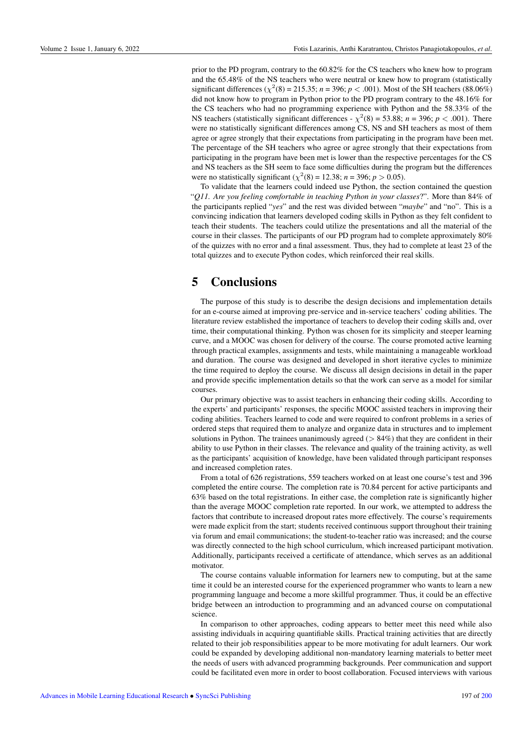prior to the PD program, contrary to the 60.82% for the CS teachers who knew how to program and the 65.48% of the NS teachers who were neutral or knew how to program (statistically significant differences ($\chi^2(8) = 215.35$; $n = 396$; $p < .001$). Most of the SH teachers (88.06%) did not know how to program in Python prior to the PD program contrary to the 48.16% for the CS teachers who had no programming experience with Python and the 58.33% of the NS teachers (statistically significant differences - $\chi^2(8) = 53.88$; $n = 396$; $p < .001$). There were no statistically significant differences among CS, NS and SH teachers as most of them agree or agree strongly that their expectations from participating in the program have been met. The percentage of the SH teachers who agree or agree strongly that their expectations from participating in the program have been met is lower than the respective percentages for the CS and NS teachers as the SH seem to face some difficulties during the program but the differences were no statistically significant ($\chi^2(8) = 12.38$; $n = 396$; $p > 0.05$).

To validate that the learners could indeed use Python, the section contained the question "*Q11. Are you feeling comfortable in teaching Python in your classes*?". More than 84% of the participants replied "*yes*" and the rest was divided between "*maybe*" and "no". This is a convincing indication that learners developed coding skills in Python as they felt confident to teach their students. The teachers could utilize the presentations and all the material of the course in their classes. The participants of our PD program had to complete approximately 80% of the quizzes with no error and a final assessment. Thus, they had to complete at least 23 of the total quizzes and to execute Python codes, which reinforced their real skills.

# 5 Conclusions

The purpose of this study is to describe the design decisions and implementation details for an e-course aimed at improving pre-service and in-service teachers' coding abilities. The literature review established the importance of teachers to develop their coding skills and, over time, their computational thinking. Python was chosen for its simplicity and steeper learning curve, and a MOOC was chosen for delivery of the course. The course promoted active learning through practical examples, assignments and tests, while maintaining a manageable workload and duration. The course was designed and developed in short iterative cycles to minimize the time required to deploy the course. We discuss all design decisions in detail in the paper and provide specific implementation details so that the work can serve as a model for similar courses.

Our primary objective was to assist teachers in enhancing their coding skills. According to the experts' and participants' responses, the specific MOOC assisted teachers in improving their coding abilities. Teachers learned to code and were required to confront problems in a series of ordered steps that required them to analyze and organize data in structures and to implement solutions in Python. The trainees unanimously agreed (> 84%) that they are confident in their ability to use Python in their classes. The relevance and quality of the training activity, as well as the participants' acquisition of knowledge, have been validated through participant responses and increased completion rates.

From a total of 626 registrations, 559 teachers worked on at least one course's test and 396 completed the entire course. The completion rate is 70.84 percent for active participants and 63% based on the total registrations. In either case, the completion rate is significantly higher than the average MOOC completion rate reported. In our work, we attempted to address the factors that contribute to increased dropout rates more effectively. The course's requirements were made explicit from the start; students received continuous support throughout their training via forum and email communications; the student-to-teacher ratio was increased; and the course was directly connected to the high school curriculum, which increased participant motivation. Additionally, participants received a certificate of attendance, which serves as an additional motivator.

The course contains valuable information for learners new to computing, but at the same time it could be an interested course for the experienced programmer who wants to learn a new programming language and become a more skillful programmer. Thus, it could be an effective bridge between an introduction to programming and an advanced course on computational science.

In comparison to other approaches, coding appears to better meet this need while also assisting individuals in acquiring quantifiable skills. Practical training activities that are directly related to their job responsibilities appear to be more motivating for adult learners. Our work could be expanded by developing additional non-mandatory learning materials to better meet the needs of users with advanced programming backgrounds. Peer communication and support could be facilitated even more in order to boost collaboration. Focused interviews with various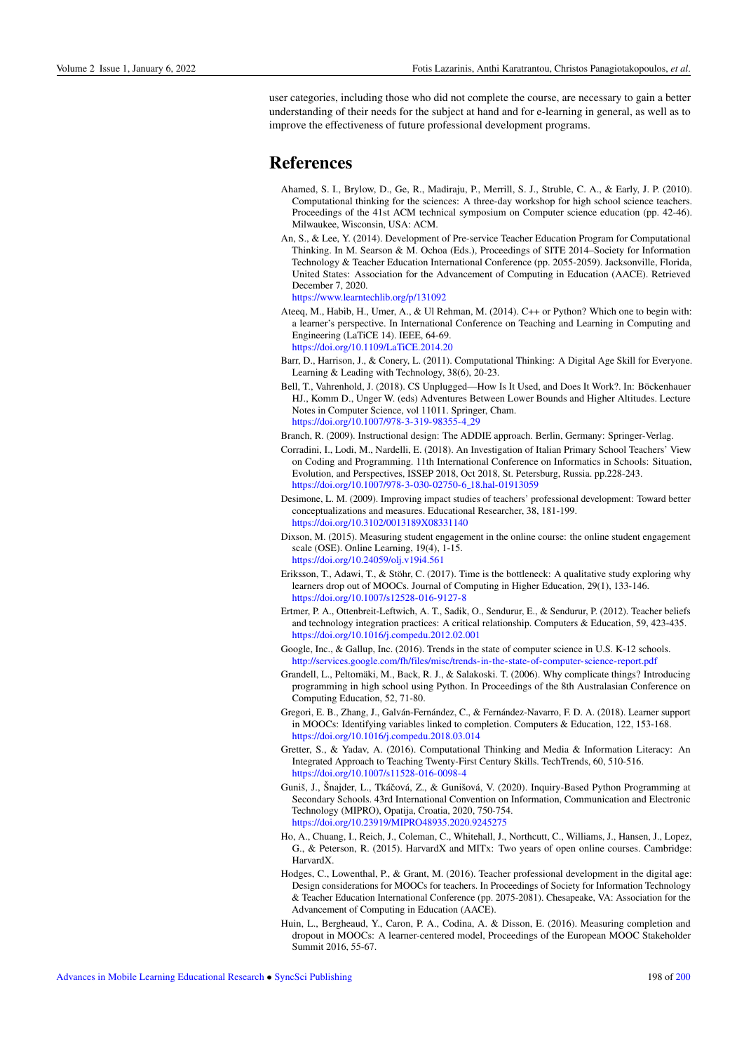user categories, including those who did not complete the course, are necessary to gain a better understanding of their needs for the subject at hand and for e-learning in general, as well as to improve the effectiveness of future professional development programs.

# References

Ahamed, S. I., Brylow, D., Ge, R., Madiraju, P., Merrill, S. J., Struble, C. A., & Early, J. P. (2010). Computational thinking for the sciences: A three-day workshop for high school science teachers. Proceedings of the 41st ACM technical symposium on Computer science education (pp. 42-46). Milwaukee, Wisconsin, USA: ACM.

An, S., & Lee, Y. (2014). Development of Pre-service Teacher Education Program for Computational Thinking. In M. Searson & M. Ochoa (Eds.), Proceedings of SITE 2014–Society for Information Technology & Teacher Education International Conference (pp. 2055-2059). Jacksonville, Florida, United States: Association for the Advancement of Computing in Education (AACE). Retrieved December 7, 2020.
https://www.learntechlib.org/p/131092

Ateeq, M., Habib, H., Umer, A., & Ul Rehman, M. (2014). C++ or Python? Which one to begin with: a learner's perspective. In International Conference on Teaching and Learning in Computing and Engineering (LaTiCE 14). IEEE, 64-69.
https://doi.org/10.1109/LaTiCE.2014.20

Barr, D., Harrison, J., & Conery, L. (2011). Computational Thinking: A Digital Age Skill for Everyone. Learning & Leading with Technology, 38(6), 20-23.

Bell, T., Vahrenhold, J. (2018). CS Unplugged—How Is It Used, and Does It Work?. In: Böckenhauer HJ., Komm D., Unger W. (eds) Adventures Between Lower Bounds and Higher Altitudes. Lecture Notes in Computer Science, vol 11011. Springer, Cham.
https://doi.org/10.1007/978-3-319-98355-4_29

Branch, R. (2009). Instructional design: The ADDIE approach. Berlin, Germany: Springer-Verlag.

Corradini, I., Lodi, M., Nardelli, E. (2018). An Investigation of Italian Primary School Teachers' View on Coding and Programming. 11th International Conference on Informatics in Schools: Situation, Evolution, and Perspectives, ISSEP 2018, Oct 2018, St. Petersburg, Russia. pp.228-243.
https://doi.org/10.1007/978-3-030-02750-6_18.hal-01913059

Desimone, L. M. (2009). Improving impact studies of teachers' professional development: Toward better conceptualizations and measures. Educational Researcher, 38, 181-199.
https://doi.org/10.3102/0013189X08331140

Dixson, M. (2015). Measuring student engagement in the online course: the online student engagement scale (OSE). Online Learning, 19(4), 1-15.
https://doi.org/10.24059/olj.v19i4.561

Eriksson, T., Adawi, T., & Stöhr, C. (2017). Time is the bottleneck: A qualitative study exploring why learners drop out of MOOCs. Journal of Computing in Higher Education, 29(1), 133-146.
https://doi.org/10.1007/s12528-016-9127-8

Ertmer, P. A., Ottenbreit-Leftwich, A. T., Sadik, O., Sendurur, E., & Sendurur, P. (2012). Teacher beliefs and technology integration practices: A critical relationship. Computers & Education, 59, 423-435.
https://doi.org/10.1016/j.compedu.2012.02.001

Google, Inc., & Gallup, Inc. (2016). Trends in the state of computer science in U.S. K-12 schools.
http://services.google.com/fh/files/misc/trends-in-the-state-of-computer-science-report.pdf

Grandell, L., Peltomäki, M., Back, R. J., & Salakoski. T. (2006). Why complicate things? Introducing programming in high school using Python. In Proceedings of the 8th Australasian Conference on Computing Education, 52, 71-80.

Gregori, E. B., Zhang, J., Galván-Fernández, C., & Fernández-Navarro, F. D. A. (2018). Learner support in MOOCs: Identifying variables linked to completion. Computers & Education, 122, 153-168.
https://doi.org/10.1016/j.compedu.2018.03.014

Gretter, S., & Yadav, A. (2016). Computational Thinking and Media & Information Literacy: An Integrated Approach to Teaching Twenty-First Century Skills. TechTrends, 60, 510-516.
https://doi.org/10.1007/s11528-016-0098-4

Guniš, J., Šnajder, L., Tkáčová, Z., & Gunišová, V. (2020). Inquiry-Based Python Programming at Secondary Schools. 43rd International Convention on Information, Communication and Electronic Technology (MIPRO), Opatija, Croatia, 2020, 750-754.
https://doi.org/10.23919/MIPRO48935.2020.9245275

Ho, A., Chuang, I., Reich, J., Coleman, C., Whitehall, J., Northcutt, C., Williams, J., Hansen, J., Lopez, G., & Peterson, R. (2015). HarvardX and MITx: Two years of open online courses. Cambridge: HarvardX.

Hodges, C., Lowenthal, P., & Grant, M. (2016). Teacher professional development in the digital age: Design considerations for MOOCs for teachers. In Proceedings of Society for Information Technology & Teacher Education International Conference (pp. 2075-2081). Chesapeake, VA: Association for the Advancement of Computing in Education (AACE).

Huin, L., Bergheaud, Y., Caron, P. A., Codina, A. & Disson, E. (2016). Measuring completion and dropout in MOOCs: A learner-centered model, Proceedings of the European MOOC Stakeholder Summit 2016, 55-67.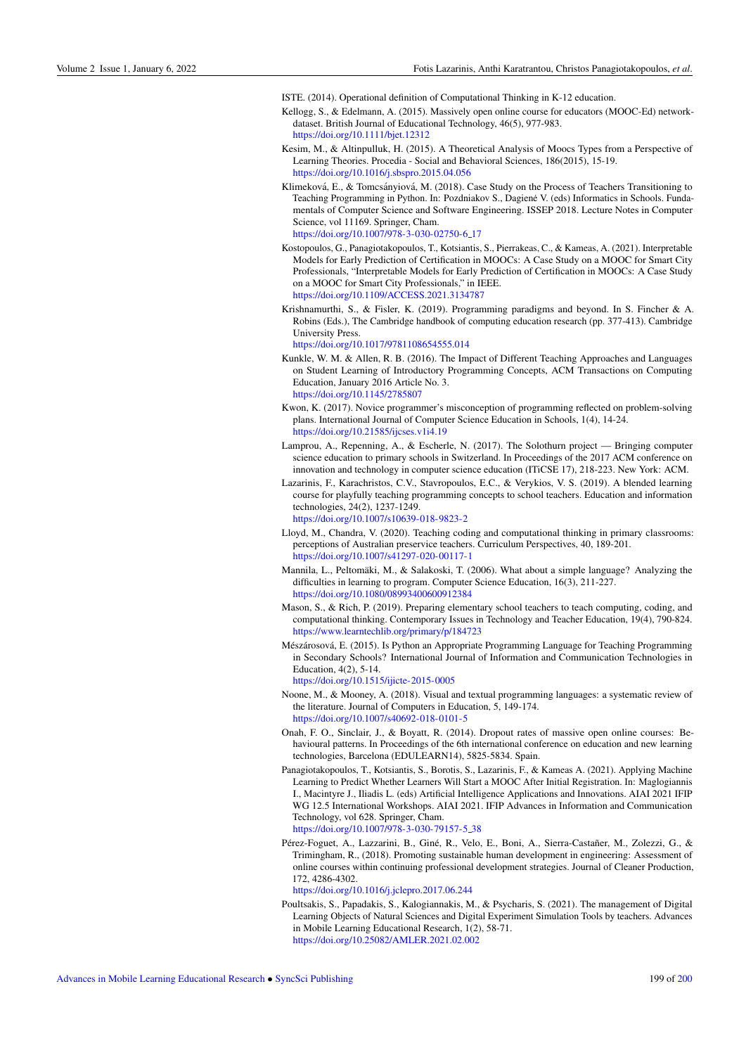ISTE. (2014). Operational definition of Computational Thinking in K-12 education.

Kellogg, S., & Edelmann, A. (2015). Massively open online course for educators (MOOC-Ed) network-dataset. British Journal of Educational Technology, 46(5), 977-983. https://doi.org/10.1111/bjet.12312

Kesim, M., & Altinpulluk, H. (2015). A Theoretical Analysis of Moocs Types from a Perspective of Learning Theories. Procedia - Social and Behavioral Sciences, 186(2015), 15-19. https://doi.org/10.1016/j.sbspro.2015.04.056

Klimeková, E., & Tomcsányiová, M. (2018). Case Study on the Process of Teachers Transitioning to Teaching Programming in Python. In: Pozdniakov S., Dagienė V. (eds) Informatics in Schools. Fundamentals of Computer Science and Software Engineering. ISSEP 2018. Lecture Notes in Computer Science, vol 11169. Springer, Cham. https://doi.org/10.1007/978-3-030-02750-6_17

Kostopoulos, G., Panagiotakopoulos, T., Kotsiantis, S., Pierrakeas, C., & Kameas, A. (2021). Interpretable Models for Early Prediction of Certification in MOOCs: A Case Study on a MOOC for Smart City Professionals, "Interpretable Models for Early Prediction of Certification in MOOCs: A Case Study on a MOOC for Smart City Professionals," in IEEE. https://doi.org/10.1109/ACCESS.2021.3134787

Krishnamurthi, S., & Fisler, K. (2019). Programming paradigms and beyond. In S. Fincher & A. Robins (Eds.), The Cambridge handbook of computing education research (pp. 377-413). Cambridge University Press. https://doi.org/10.1017/9781108654555.014

Kunkle, W. M. & Allen, R. B. (2016). The Impact of Different Teaching Approaches and Languages on Student Learning of Introductory Programming Concepts, ACM Transactions on Computing Education, January 2016 Article No. 3. https://doi.org/10.1145/2785807

Kwon, K. (2017). Novice programmer's misconception of programming reflected on problem-solving plans. International Journal of Computer Science Education in Schools, 1(4), 14-24. https://doi.org/10.21585/ijcses.v1i4.19

Lamprou, A., Repenning, A., & Escherle, N. (2017). The Solothurn project — Bringing computer science education to primary schools in Switzerland. In Proceedings of the 2017 ACM conference on innovation and technology in computer science education (ITiCSE 17), 218-223. New York: ACM.

Lazarinis, F., Karachristos, C.V., Stavropoulos, E.C., & Verykios, V. S. (2019). A blended learning course for playfully teaching programming concepts to school teachers. Education and information technologies, 24(2), 1237-1249. https://doi.org/10.1007/s10639-018-9823-2

Lloyd, M., Chandra, V. (2020). Teaching coding and computational thinking in primary classrooms: perceptions of Australian preservice teachers. Curriculum Perspectives, 40, 189-201. https://doi.org/10.1007/s41297-020-00117-1

Mannila, L., Peltomäki, M., & Salakoski, T. (2006). What about a simple language? Analyzing the difficulties in learning to program. Computer Science Education, 16(3), 211-227. https://doi.org/10.1080/08993400600912384

Mason, S., & Rich, P. (2019). Preparing elementary school teachers to teach computing, coding, and computational thinking. Contemporary Issues in Technology and Teacher Education, 19(4), 790-824. https://www.learntechlib.org/primary/p/184723

Mészárosová, E. (2015). Is Python an Appropriate Programming Language for Teaching Programming in Secondary Schools? International Journal of Information and Communication Technologies in Education, 4(2), 5-14. https://doi.org/10.1515/ijicte-2015-0005

Noone, M., & Mooney, A. (2018). Visual and textual programming languages: a systematic review of the literature. Journal of Computers in Education, 5, 149-174. https://doi.org/10.1007/s40692-018-0101-5

Onah, F. O., Sinclair, J., & Boyatt, R. (2014). Dropout rates of massive open online courses: Behavioural patterns. In Proceedings of the 6th international conference on education and new learning technologies, Barcelona (EDULEARN14), 5825-5834. Spain.

Panagiotakopoulos, T., Kotsiantis, S., Borotis, S., Lazarinis, F., & Kameas A. (2021). Applying Machine Learning to Predict Whether Learners Will Start a MOOC After Initial Registration. In: Maglogiannis I., Macintyre J., Iliadis L. (eds) Artificial Intelligence Applications and Innovations. AIAI 2021 IFIP WG 12.5 International Workshops. AIAI 2021. IFIP Advances in Information and Communication Technology, vol 628. Springer, Cham. https://doi.org/10.1007/978-3-030-79157-5_38

Pérez-Foguet, A., Lazzarini, B., Giné, R., Velo, E., Boni, A., Sierra-Castañer, M., Zolezzi, G., & Trimingham, R., (2018). Promoting sustainable human development in engineering: Assessment of online courses within continuing professional development strategies. Journal of Cleaner Production, 172, 4286-4302. https://doi.org/10.1016/j.jclepro.2017.06.244

Poultsakis, S., Papadakis, S., Kalogiannakis, M., & Psycharis, S. (2021). The management of Digital Learning Objects of Natural Sciences and Digital Experiment Simulation Tools by teachers. Advances in Mobile Learning Educational Research, 1(2), 58-71. https://doi.org/10.25082/AMLER.2021.02.002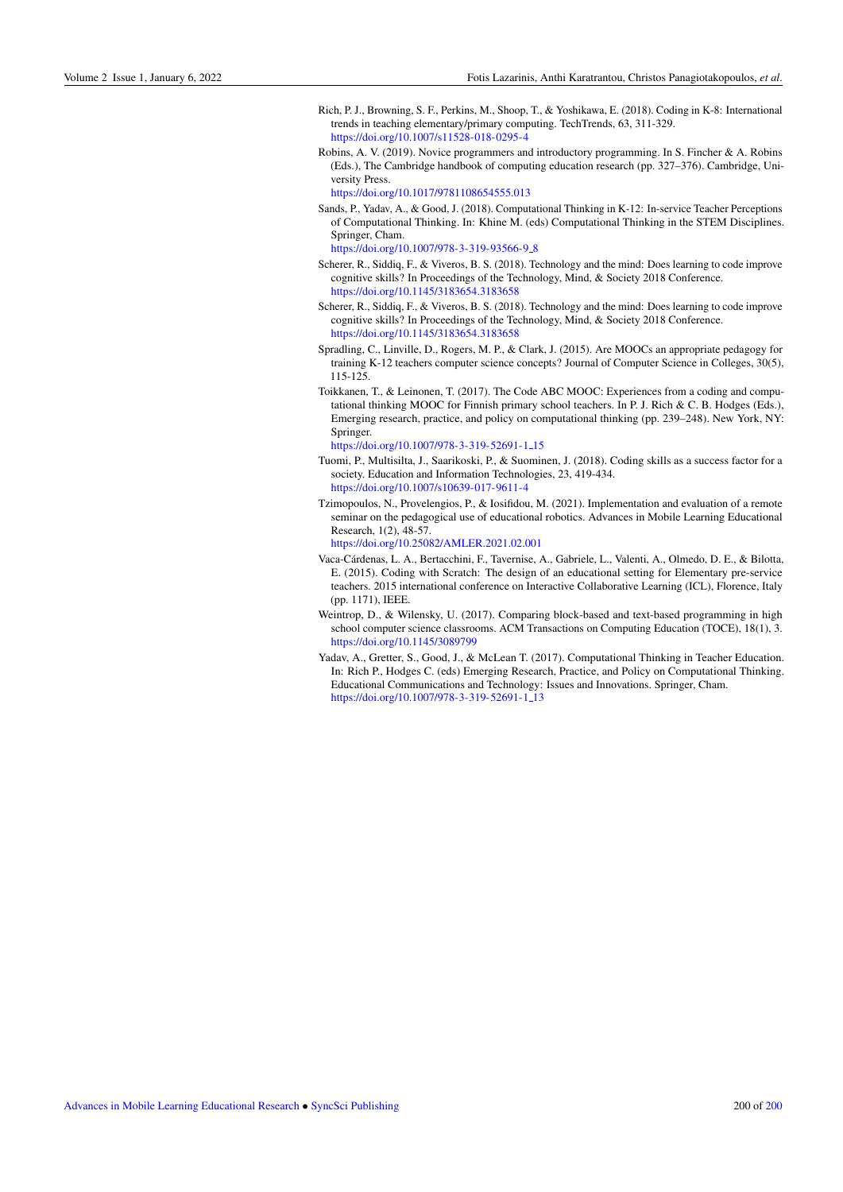Rich, P. J., Browning, S. F., Perkins, M., Shoop, T., & Yoshikawa, E. (2018). Coding in K-8: International trends in teaching elementary/primary computing. TechTrends, 63, 311-329.
https://doi.org/10.1007/s11528-018-0295-4

Robins, A. V. (2019). Novice programmers and introductory programming. In S. Fincher & A. Robins (Eds.), The Cambridge handbook of computing education research (pp. 327–376). Cambridge, University Press.
https://doi.org/10.1017/9781108654555.013

Sands, P., Yadav, A., & Good, J. (2018). Computational Thinking in K-12: In-service Teacher Perceptions of Computational Thinking. In: Khine M. (eds) Computational Thinking in the STEM Disciplines. Springer, Cham.
https://doi.org/10.1007/978-3-319-93566-9_8

Scherer, R., Siddiq, F., & Viveros, B. S. (2018). Technology and the mind: Does learning to code improve cognitive skills? In Proceedings of the Technology, Mind, & Society 2018 Conference.
https://doi.org/10.1145/3183654.3183658

Scherer, R., Siddiq, F., & Viveros, B. S. (2018). Technology and the mind: Does learning to code improve cognitive skills? In Proceedings of the Technology, Mind, & Society 2018 Conference.
https://doi.org/10.1145/3183654.3183658

Spradling, C., Linville, D., Rogers, M. P., & Clark, J. (2015). Are MOOCs an appropriate pedagogy for training K-12 teachers computer science concepts? Journal of Computer Science in Colleges, 30(5), 115-125.

Toikkanen, T., & Leinonen, T. (2017). The Code ABC MOOC: Experiences from a coding and computational thinking MOOC for Finnish primary school teachers. In P. J. Rich & C. B. Hodges (Eds.), Emerging research, practice, and policy on computational thinking (pp. 239–248). New York, NY: Springer.
https://doi.org/10.1007/978-3-319-52691-1_15

Tuomi, P., Multisilta, J., Saarikoski, P., & Suominen, J. (2018). Coding skills as a success factor for a society. Education and Information Technologies, 23, 419-434.
https://doi.org/10.1007/s10639-017-9611-4

Tzimopoulos, N., Provelengios, P., & Iosifidou, M. (2021). Implementation and evaluation of a remote seminar on the pedagogical use of educational robotics. Advances in Mobile Learning Educational Research, 1(2), 48-57.
https://doi.org/10.25082/AMLER.2021.02.001

Vaca-Cárdenas, L. A., Bertacchini, F., Tavernise, A., Gabriele, L., Valenti, A., Olmedo, D. E., & Bilotta, E. (2015). Coding with Scratch: The design of an educational setting for Elementary pre-service teachers. 2015 international conference on Interactive Collaborative Learning (ICL), Florence, Italy (pp. 1171), IEEE.

Weintrop, D., & Wilensky, U. (2017). Comparing block-based and text-based programming in high school computer science classrooms. ACM Transactions on Computing Education (TOCE), 18(1), 3.
https://doi.org/10.1145/3089799

Yadav, A., Gretter, S., Good, J., & McLean T. (2017). Computational Thinking in Teacher Education. In: Rich P., Hodges C. (eds) Emerging Research, Practice, and Policy on Computational Thinking. Educational Communications and Technology: Issues and Innovations. Springer, Cham.
https://doi.org/10.1007/978-3-319-52691-1_13